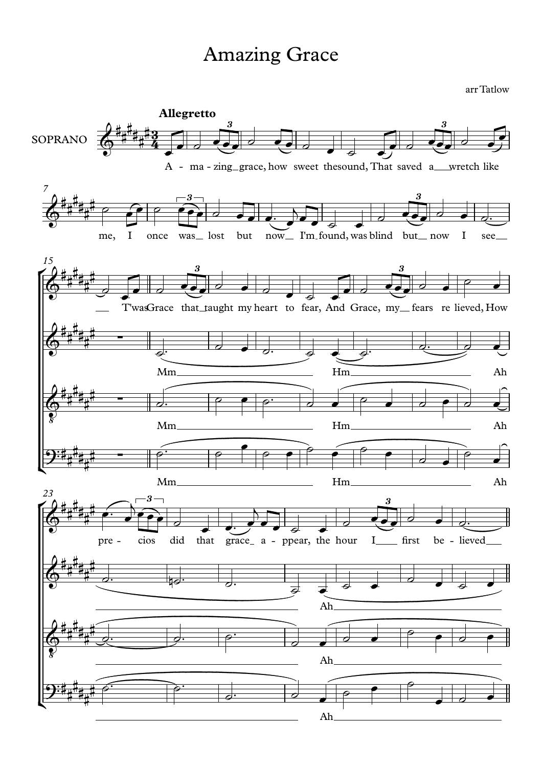# Amazing Grace

arr Tatlow

**Allegretto**

SOPRANO

A - ma - zing grace, how sweet the sound, That saved a wretch like me, I once was lost but now I'm found, was blind but now I see

T'was Grace that taught my heart to fear, And Grace, my fears re lieved, How pre - cios did that grace a - ppear, the hour I first be - lieved

Mm Hm Ah

Mm Hm Ah

Mm Hm Ah

Ah

Ah

Ah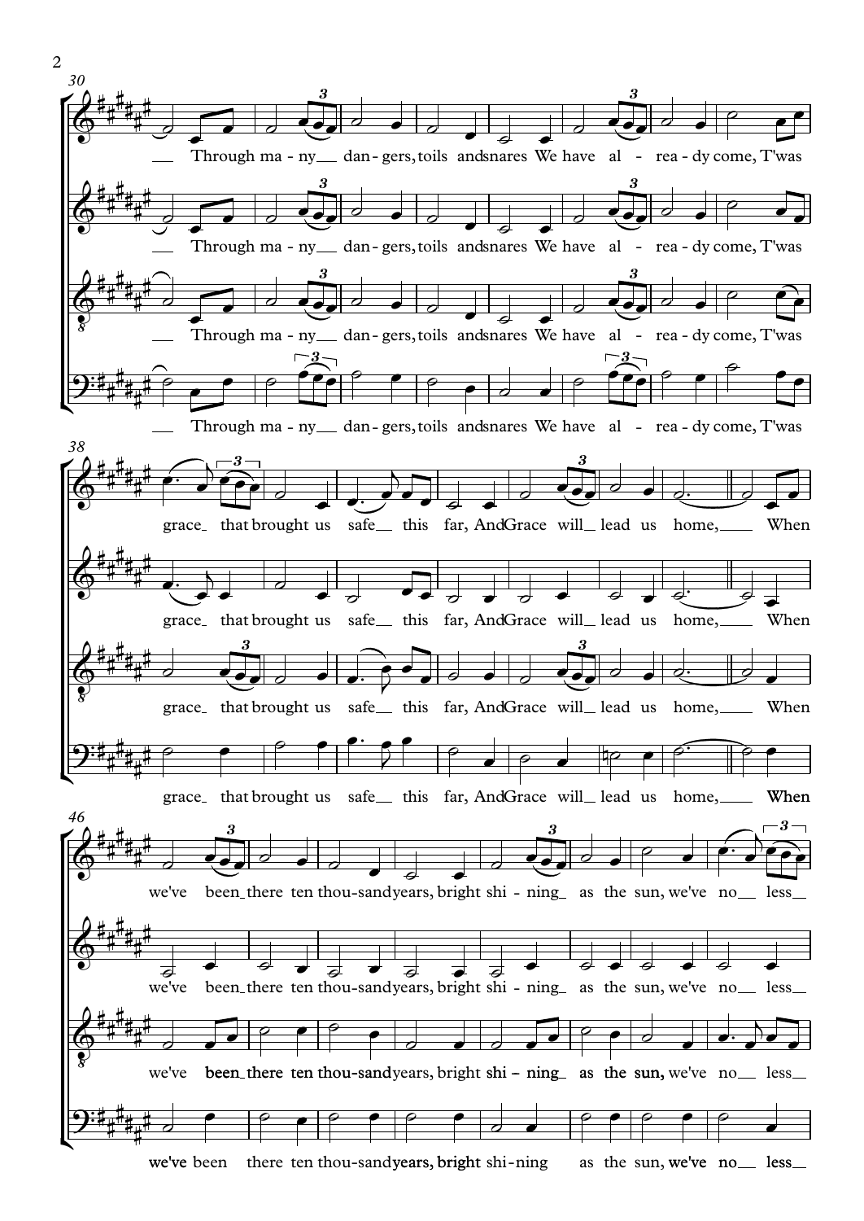Through ma - ny dan - gers, toils and snares We have al - rea - dy come, T'was

grace that brought us safe this far, And Grace will lead us home, When

we've been there ten thou - sand years, bright shi - ning as the sun, we've no less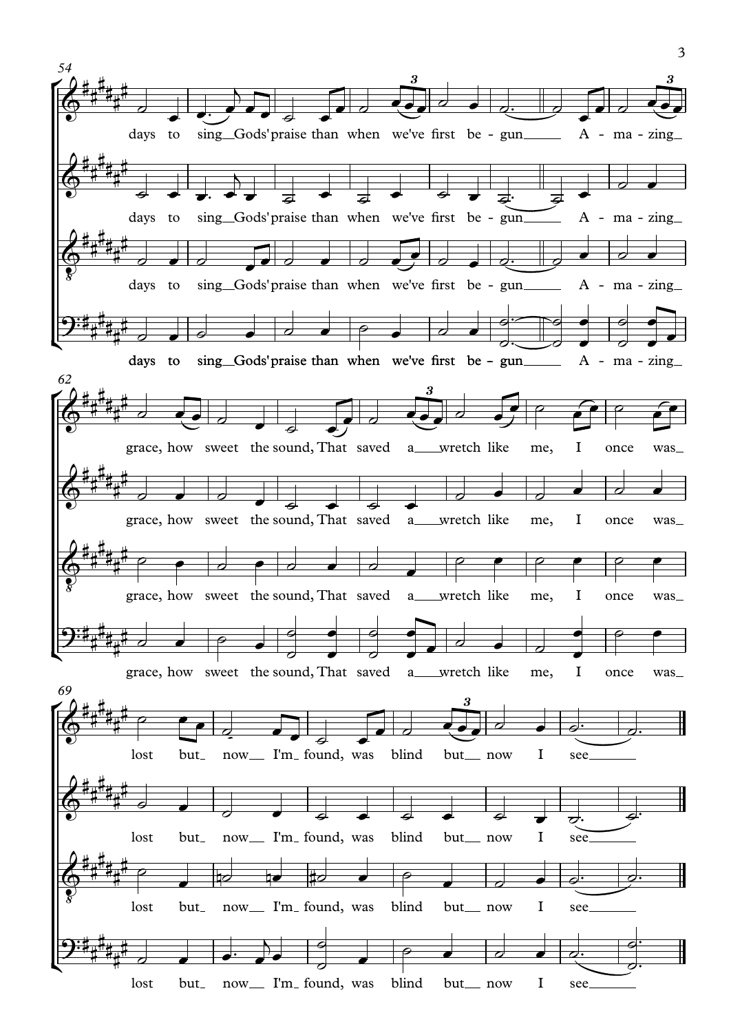days to sing Gods' praise than when we've first be - gun A - ma - zing

grace, how sweet the sound, That saved a wretch like me, I once was

lost but now I'm found, was blind but now I see